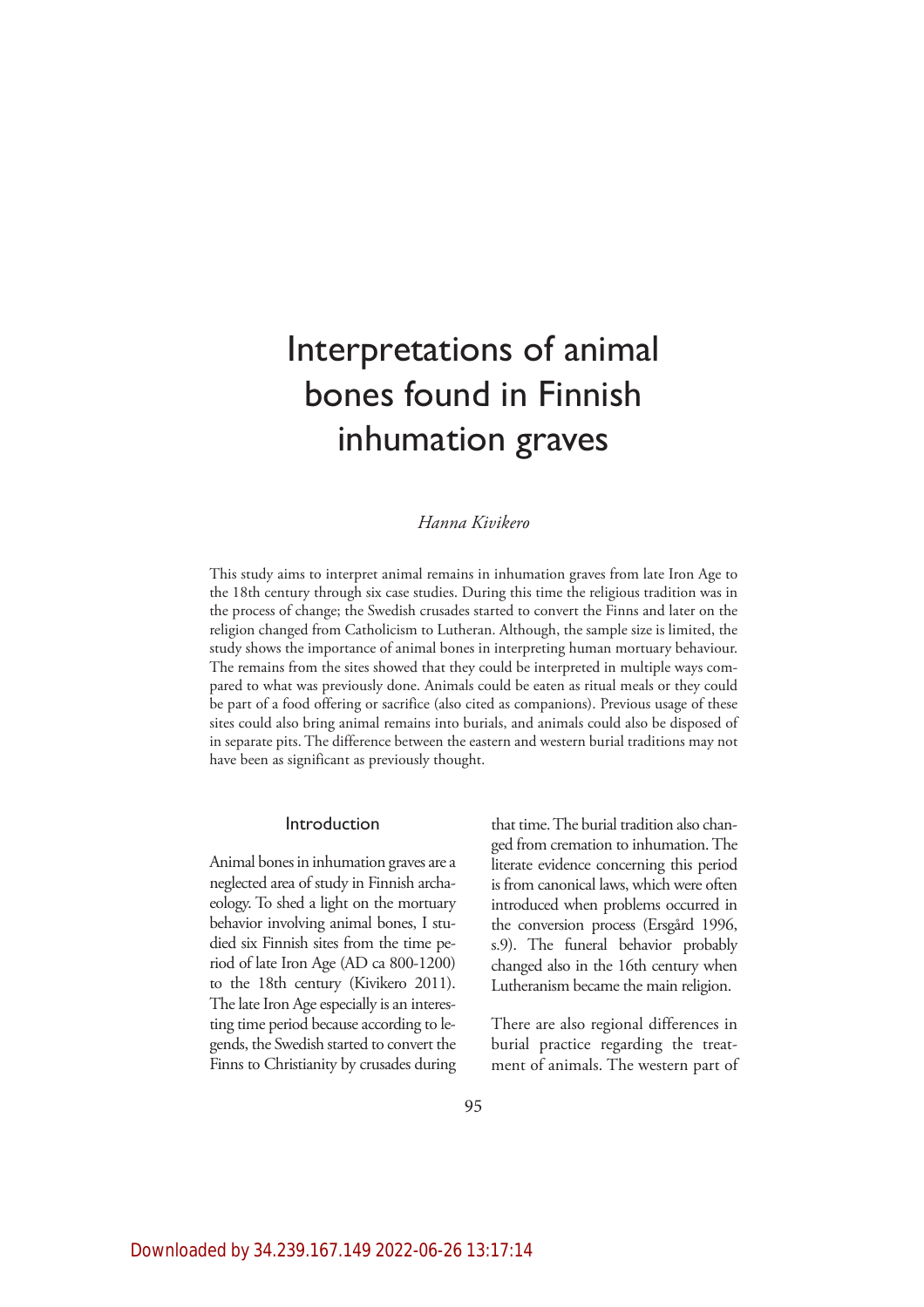# Interpretations of animal bones found in Finnish inhumation graves

*Hanna Kivikero*

This study aims to interpret animal remains in inhumation graves from late Iron Age to the 18th century through six case studies. During this time the religious tradition was in the process of change; the Swedish crusades started to convert the Finns and later on the religion changed from Catholicism to Lutheran. Although, the sample size is limited, the study shows the importance of animal bones in interpreting human mortuary behaviour. The remains from the sites showed that they could be interpreted in multiple ways compared to what was previously done. Animals could be eaten as ritual meals or they could be part of a food offering or sacrifice (also cited as companions). Previous usage of these sites could also bring animal remains into burials, and animals could also be disposed of in separate pits. The difference between the eastern and western burial traditions may not have been as significant as previously thought.

## Introduction

Animal bones in inhumation graves are a neglected area of study in Finnish archaeology. To shed a light on the mortuary behavior involving animal bones, I studied six Finnish sites from the time period of late Iron Age (AD ca 800-1200) to the 18th century (Kivikero 2011). The late Iron Age especially is an interesting time period because according to legends, the Swedish started to convert the Finns to Christianity by crusades during that time. The burial tradition also changed from cremation to inhumation. The literate evidence concerning this period is from canonical laws, which were often introduced when problems occurred in the conversion process (Ersgård 1996, s.9). The funeral behavior probably changed also in the 16th century when Lutheranism became the main religion.

There are also regional differences in burial practice regarding the treatment of animals. The western part of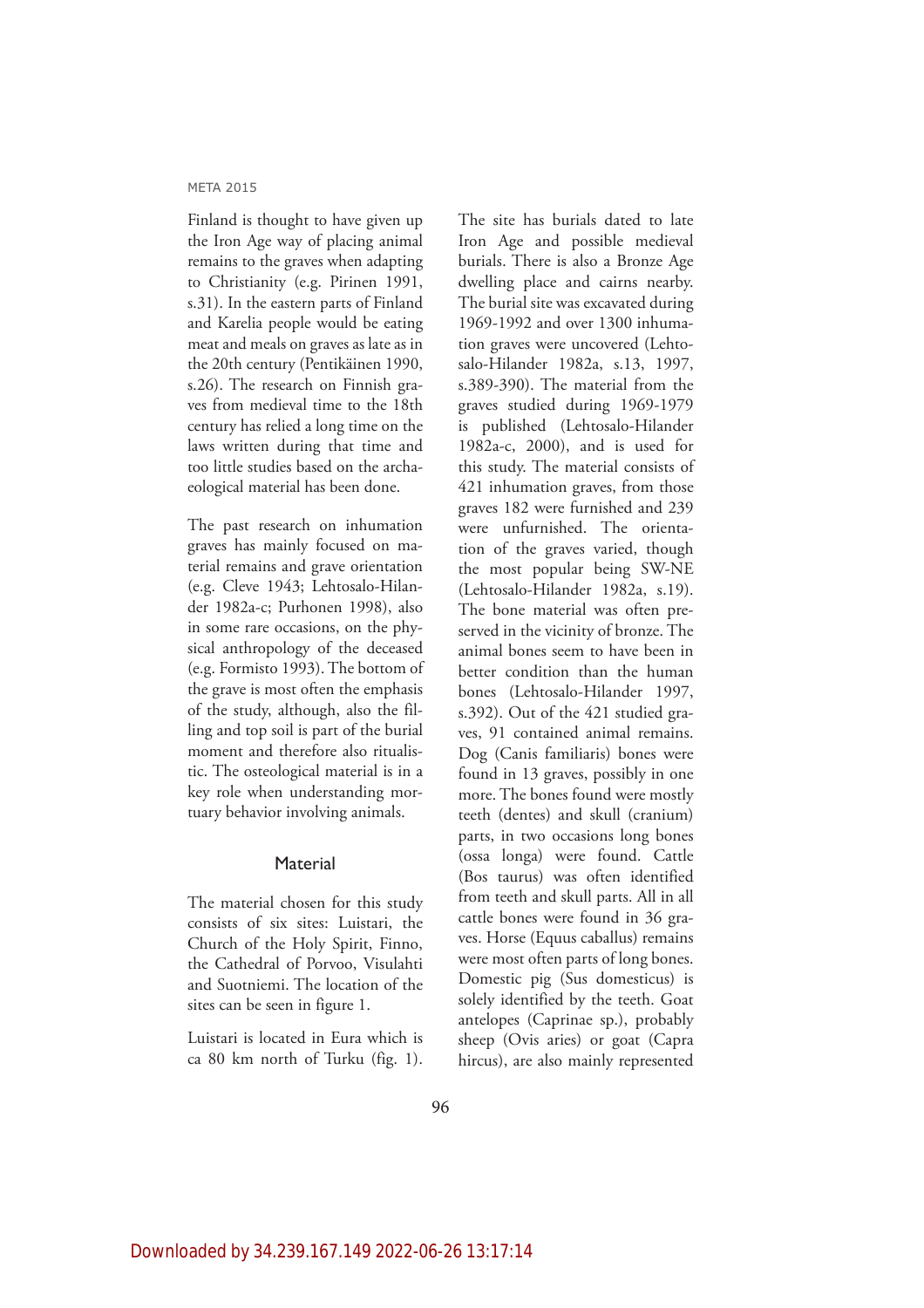Finland is thought to have given up the Iron Age way of placing animal remains to the graves when adapting to Christianity (e.g. Pirinen 1991, s.31). In the eastern parts of Finland and Karelia people would be eating meat and meals on graves as late as in the 20th century (Pentikäinen 1990, s.26). The research on Finnish graves from medieval time to the 18th century has relied a long time on the laws written during that time and too little studies based on the archaeological material has been done.

The past research on inhumation graves has mainly focused on material remains and grave orientation (e.g. Cleve 1943; Lehtosalo-Hilander 1982a-c; Purhonen 1998), also in some rare occasions, on the physical anthropology of the deceased (e.g. Formisto 1993). The bottom of the grave is most often the emphasis of the study, although, also the filling and top soil is part of the burial moment and therefore also ritualistic. The osteological material is in a key role when understanding mortuary behavior involving animals.

## Material

The material chosen for this study consists of six sites: Luistari, the Church of the Holy Spirit, Finno, the Cathedral of Porvoo, Visulahti and Suotniemi. The location of the sites can be seen in figure 1.

Luistari is located in Eura which is ca 80 km north of Turku (fig. 1). The site has burials dated to late Iron Age and possible medieval burials. There is also a Bronze Age dwelling place and cairns nearby. The burial site was excavated during 1969-1992 and over 1300 inhumation graves were uncovered (Lehtosalo-Hilander 1982a, s.13, 1997, s.389-390). The material from the graves studied during 1969-1979 is published (Lehtosalo-Hilander 1982a-c, 2000), and is used for this study. The material consists of 421 inhumation graves, from those graves 182 were furnished and 239 were unfurnished. The orientation of the graves varied, though the most popular being SW-NE (Lehtosalo-Hilander 1982a, s.19). The bone material was often preserved in the vicinity of bronze. The animal bones seem to have been in better condition than the human bones (Lehtosalo-Hilander 1997, s.392). Out of the 421 studied graves, 91 contained animal remains. Dog (Canis familiaris) bones were found in 13 graves, possibly in one more. The bones found were mostly teeth (dentes) and skull (cranium) parts, in two occasions long bones (ossa longa) were found. Cattle (Bos taurus) was often identified from teeth and skull parts. All in all cattle bones were found in 36 graves. Horse (Equus caballus) remains were most often parts of long bones. Domestic pig (Sus domesticus) is solely identified by the teeth. Goat antelopes (Caprinae sp.), probably sheep (Ovis aries) or goat (Capra hircus), are also mainly represented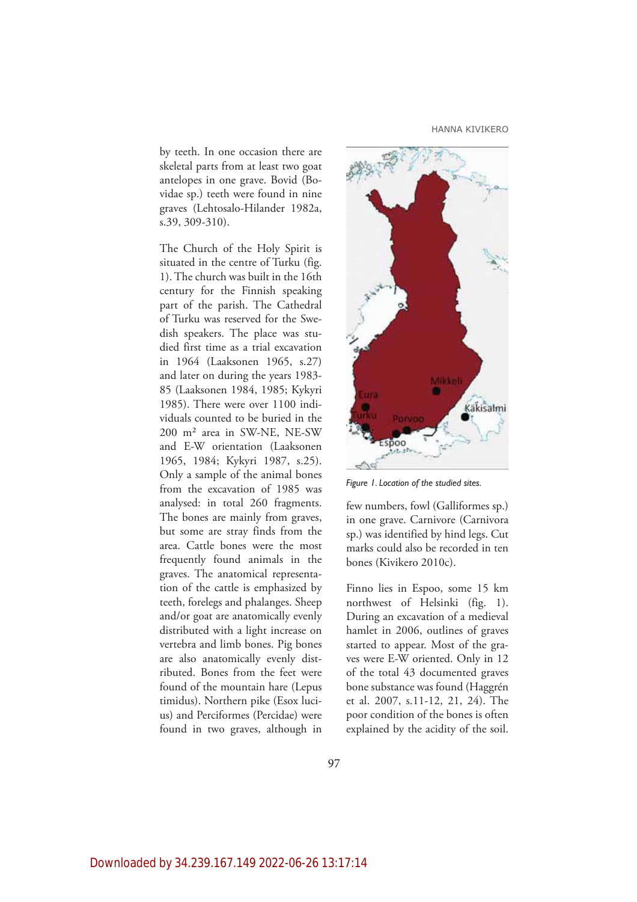by teeth. In one occasion there are skeletal parts from at least two goat antelopes in one grave. Bovid (Bovidae sp.) teeth were found in nine graves (Lehtosalo-Hilander 1982a, s.39, 309-310).

The Church of the Holy Spirit is situated in the centre of Turku (fig. 1). The church was built in the 16th century for the Finnish speaking part of the parish. The Cathedral of Turku was reserved for the Swedish speakers. The place was studied first time as a trial excavation in 1964 (Laaksonen 1965, s.27) and later on during the years 1983-85 (Laaksonen 1984, 1985; Kykyri 1985). There were over 1100 individuals counted to be buried in the 200 m² area in SW-NE, NE-SW and E-W orientation (Laaksonen 1965, 1984; Kykyri 1987, s.25). Only a sample of the animal bones from the excavation of 1985 was analysed: in total 260 fragments. The bones are mainly from graves, but some are stray finds from the area. Cattle bones were the most frequently found animals in the graves. The anatomical representation of the cattle is emphasized by teeth, forelegs and phalanges. Sheep and/or goat are anatomically evenly distributed with a light increase on vertebra and limb bones. Pig bones are also anatomically evenly distributed. Bones from the feet were found of the mountain hare (Lepus timidus). Northern pike (Esox lucius) and Perciformes (Percidae) were found in two graves, although in few numbers, fowl (Galliformes sp.) in one grave. Carnivore (Carnivora sp.) was identified by hind legs. Cut marks could also be recorded in ten bones (Kivikero 2010c).

*Figure 1. Location of the studied sites.*

Finno lies in Espoo, some 15 km northwest of Helsinki (fig. 1). During an excavation of a medieval hamlet in 2006, outlines of graves started to appear. Most of the graves were E-W oriented. Only in 12 of the total 43 documented graves bone substance was found (Haggrén et al. 2007, s.11-12, 21, 24). The poor condition of the bones is often explained by the acidity of the soil.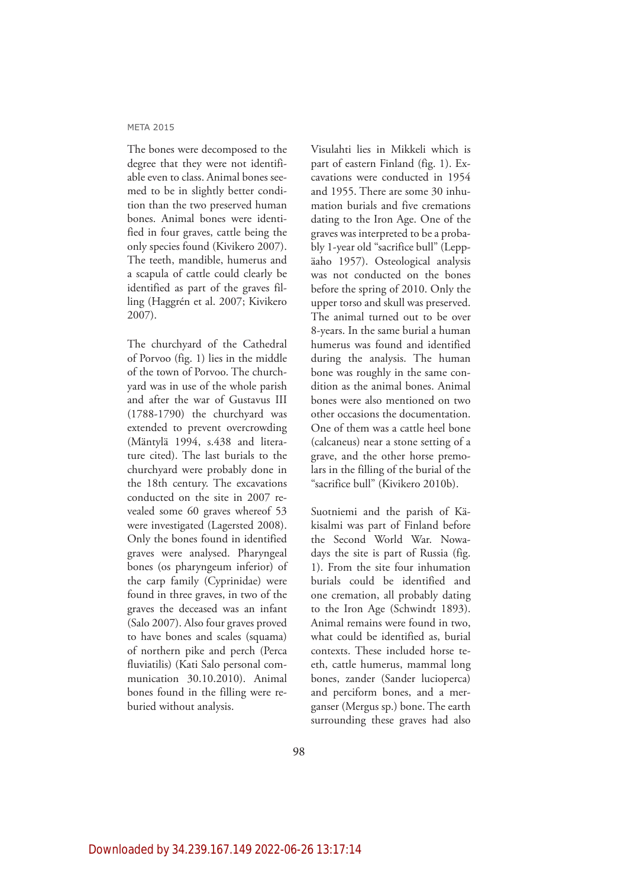The bones were decomposed to the degree that they were not identifiable even to class. Animal bones seemed to be in slightly better condition than the two preserved human bones. Animal bones were identified in four graves, cattle being the only species found (Kivikero 2007). The teeth, mandible, humerus and a scapula of cattle could clearly be identified as part of the graves filling (Haggrén et al. 2007; Kivikero 2007).

The churchyard of the Cathedral of Porvoo (fig. 1) lies in the middle of the town of Porvoo. The churchyard was in use of the whole parish and after the war of Gustavus III (1788-1790) the churchyard was extended to prevent overcrowding (Mäntylä 1994, s.438 and literature cited). The last burials to the churchyard were probably done in the 18th century. The excavations conducted on the site in 2007 revealed some 60 graves whereof 53 were investigated (Lagersted 2008). Only the bones found in identified graves were analysed. Pharyngeal bones (os pharyngeum inferior) of the carp family (Cyprinidae) were found in three graves, in two of the graves the deceased was an infant (Salo 2007). Also four graves proved to have bones and scales (squama) of northern pike and perch (Perca fluviatilis) (Kati Salo personal communication 30.10.2010). Animal bones found in the filling were reburied without analysis.

Visulahti lies in Mikkeli which is part of eastern Finland (fig. 1). Excavations were conducted in 1954 and 1955. There are some 30 inhumation burials and five cremations dating to the Iron Age. One of the graves was interpreted to be a probably 1-year old "sacrifice bull" (Leppäaho 1957). Osteological analysis was not conducted on the bones before the spring of 2010. Only the upper torso and skull was preserved. The animal turned out to be over 8-years. In the same burial a human humerus was found and identified during the analysis. The human bone was roughly in the same condition as the animal bones. Animal bones were also mentioned on two other occasions the documentation. One of them was a cattle heel bone (calcaneus) near a stone setting of a grave, and the other horse premolars in the filling of the burial of the "sacrifice bull" (Kivikero 2010b).

Suotniemi and the parish of Käkisalmi was part of Finland before the Second World War. Nowadays the site is part of Russia (fig. 1). From the site four inhumation burials could be identified and one cremation, all probably dating to the Iron Age (Schwindt 1893). Animal remains were found in two, what could be identified as, burial contexts. These included horse teeth, cattle humerus, mammal long bones, zander (Sander lucioperca) and perciform bones, and a merganser (Mergus sp.) bone. The earth surrounding these graves had also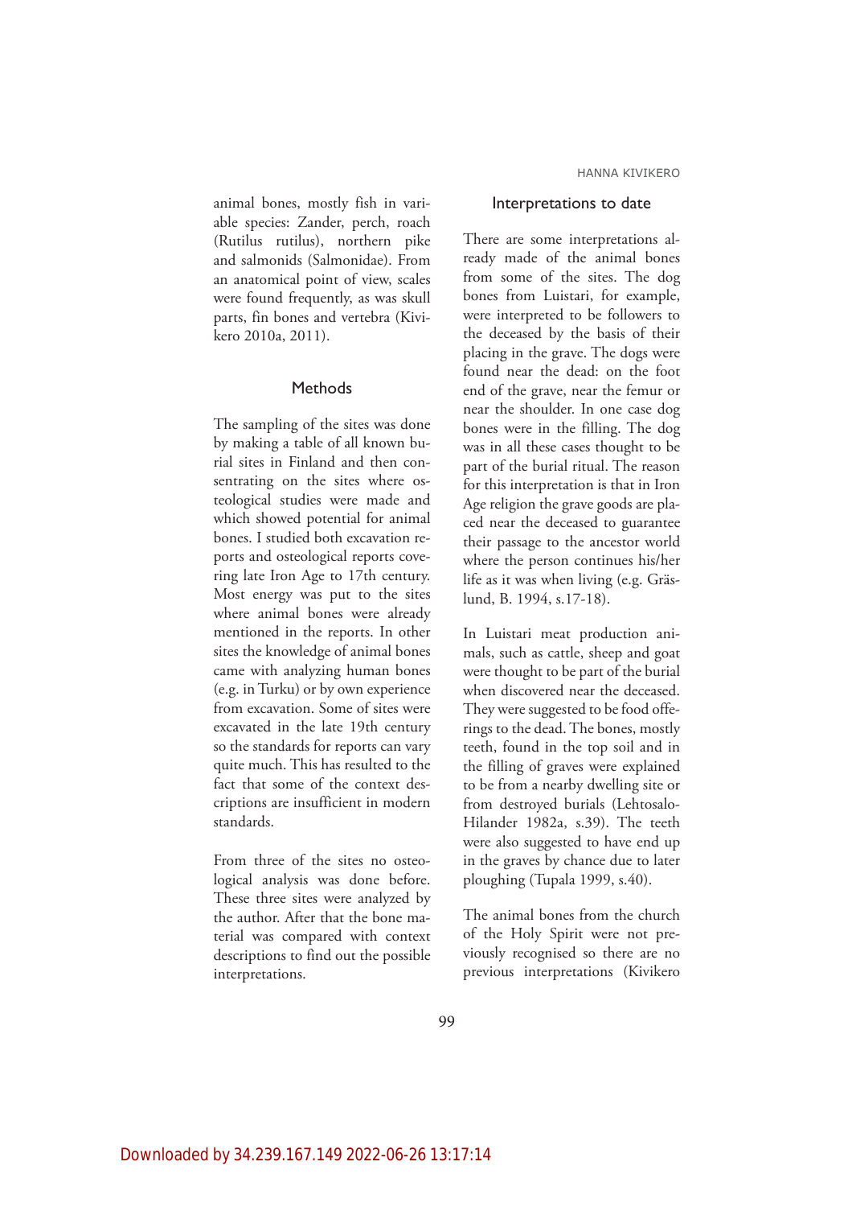animal bones, mostly fish in variable species: Zander, perch, roach (Rutilus rutilus), northern pike and salmonids (Salmonidae). From an anatomical point of view, scales were found frequently, as was skull parts, fin bones and vertebra (Kivikero 2010a, 2011).

## Methods

The sampling of the sites was done by making a table of all known burial sites in Finland and then consentrating on the sites where osteological studies were made and which showed potential for animal bones. I studied both excavation reports and osteological reports covering late Iron Age to 17th century. Most energy was put to the sites where animal bones were already mentioned in the reports. In other sites the knowledge of animal bones came with analyzing human bones (e.g. in Turku) or by own experience from excavation. Some of sites were excavated in the late 19th century so the standards for reports can vary quite much. This has resulted to the fact that some of the context descriptions are insufficient in modern standards.

From three of the sites no osteological analysis was done before. These three sites were analyzed by the author. After that the bone material was compared with context descriptions to find out the possible interpretations.

## Interpretations to date

There are some interpretations already made of the animal bones from some of the sites. The dog bones from Luistari, for example, were interpreted to be followers to the deceased by the basis of their placing in the grave. The dogs were found near the dead: on the foot end of the grave, near the femur or near the shoulder. In one case dog bones were in the filling. The dog was in all these cases thought to be part of the burial ritual. The reason for this interpretation is that in Iron Age religion the grave goods are placed near the deceased to guarantee their passage to the ancestor world where the person continues his/her life as it was when living (e.g. Gräslund, B. 1994, s.17-18).

In Luistari meat production animals, such as cattle, sheep and goat were thought to be part of the burial when discovered near the deceased. They were suggested to be food offerings to the dead. The bones, mostly teeth, found in the top soil and in the filling of graves were explained to be from a nearby dwelling site or from destroyed burials (Lehtosalo-Hilander 1982a, s.39). The teeth were also suggested to have end up in the graves by chance due to later ploughing (Tupala 1999, s.40).

The animal bones from the church of the Holy Spirit were not previously recognised so there are no previous interpretations (Kivikero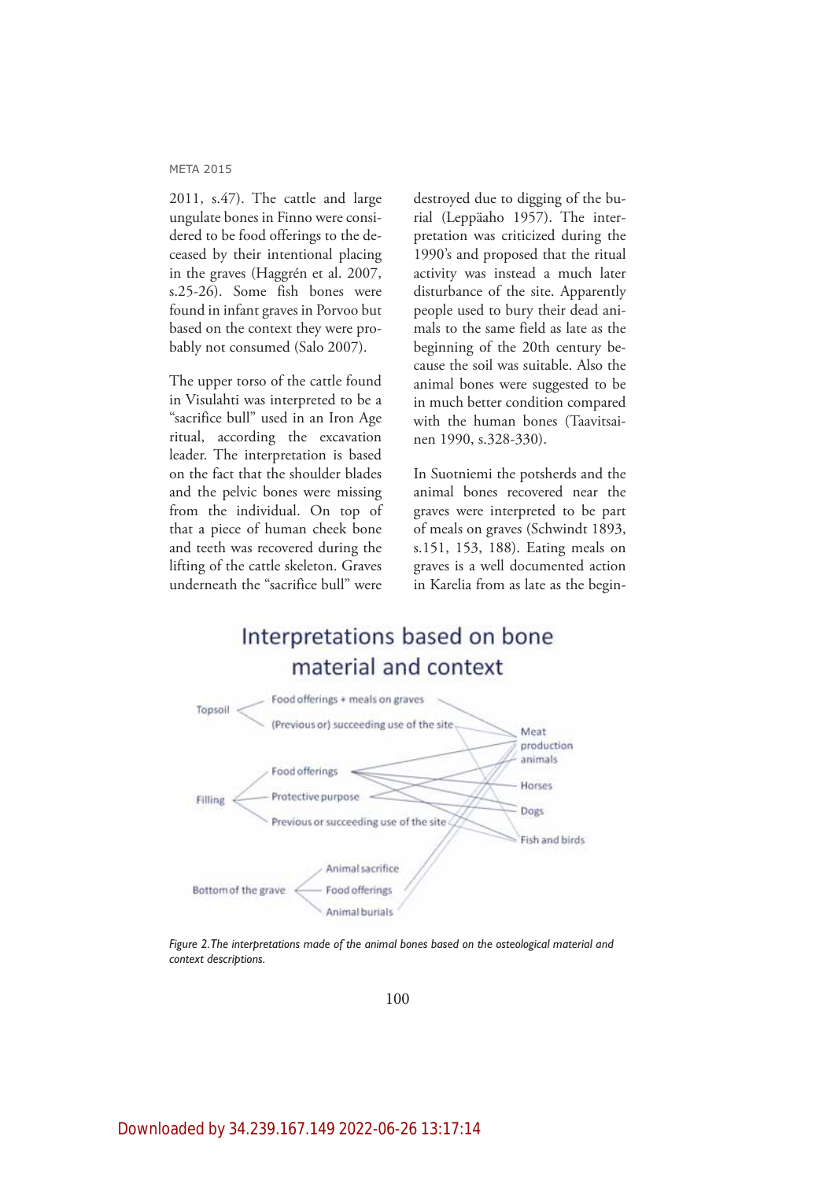2011, s.47). The cattle and large ungulate bones in Finno were considered to be food offerings to the deceased by their intentional placing in the graves (Haggrén et al. 2007, s.25-26). Some fish bones were found in infant graves in Porvoo but based on the context they were probably not consumed (Salo 2007).

The upper torso of the cattle found in Visulahti was interpreted to be a "sacrifice bull" used in an Iron Age ritual, according the excavation leader. The interpretation is based on the fact that the shoulder blades and the pelvic bones were missing from the individual. On top of that a piece of human cheek bone and teeth was recovered during the lifting of the cattle skeleton. Graves underneath the "sacrifice bull" were destroyed due to digging of the burial (Leppäaho 1957). The interpretation was criticized during the 1990's and proposed that the ritual activity was instead a much later disturbance of the site. Apparently people used to bury their dead animals to the same field as late as the beginning of the 20th century because the soil was suitable. Also the animal bones were suggested to be in much better condition compared with the human bones (Taavitsainen 1990, s.328-330).

In Suotniemi the potsherds and the animal bones recovered near the graves were interpreted to be part of meals on graves (Schwindt 1893, s.151, 153, 188). Eating meals on graves is a well documented action in Karelia from as late as the begin-

Interpretations based on bone material and context

Topsoil: Food offerings + meals on graves; (Previous or) succeeding use of the site

Filling: Food offerings; Protective purpose; Previous or succeeding use of the site

Bottom of the grave: Animal sacrifice; Food offerings; Animal burials

Meat production animals; Horses; Dogs; Fish and birds

*Figure 2. The interpretations made of the animal bones based on the osteological material and context descriptions.*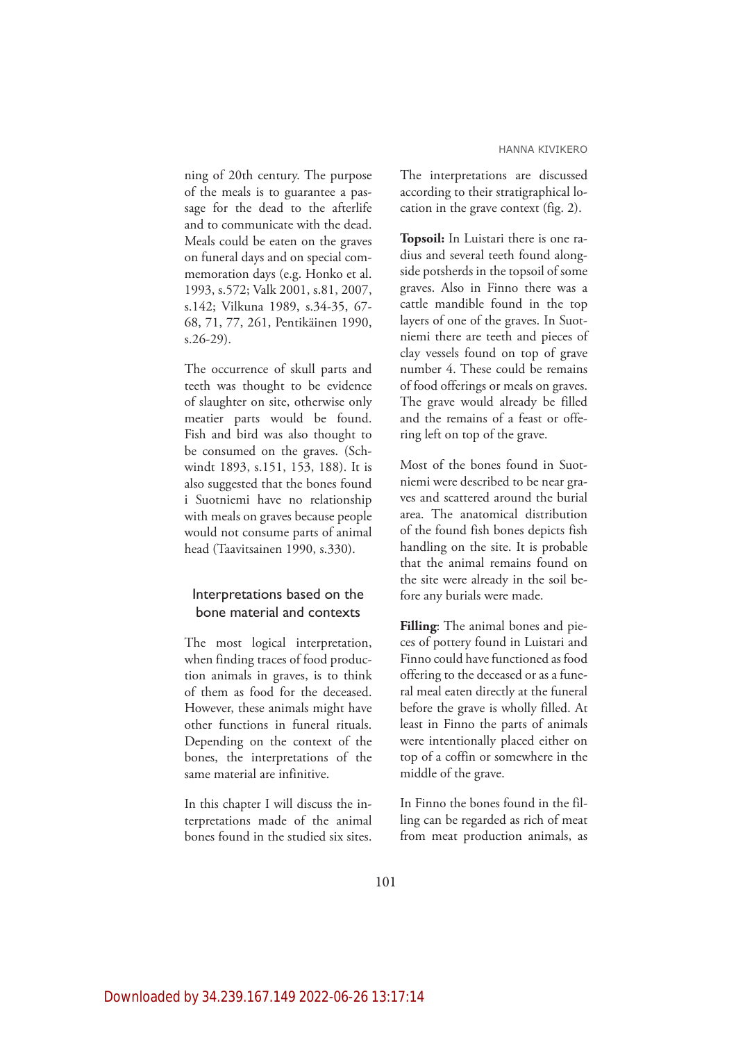ning of 20th century. The purpose of the meals is to guarantee a passage for the dead to the afterlife and to communicate with the dead. Meals could be eaten on the graves on funeral days and on special commemoration days (e.g. Honko et al. 1993, s.572; Valk 2001, s.81, 2007, s.142; Vilkuna 1989, s.34-35, 67-68, 71, 77, 261, Pentikäinen 1990, s.26-29).

The occurrence of skull parts and teeth was thought to be evidence of slaughter on site, otherwise only meatier parts would be found. Fish and bird was also thought to be consumed on the graves. (Schwindt 1893, s.151, 153, 188). It is also suggested that the bones found i Suotniemi have no relationship with meals on graves because people would not consume parts of animal head (Taavitsainen 1990, s.330).

## Interpretations based on the bone material and contexts

The most logical interpretation, when finding traces of food production animals in graves, is to think of them as food for the deceased. However, these animals might have other functions in funeral rituals. Depending on the context of the bones, the interpretations of the same material are infinitive.

In this chapter I will discuss the interpretations made of the animal bones found in the studied six sites. The interpretations are discussed according to their stratigraphical location in the grave context (fig. 2).

**Topsoil:** In Luistari there is one radius and several teeth found alongside potsherds in the topsoil of some graves. Also in Finno there was a cattle mandible found in the top layers of one of the graves. In Suotniemi there are teeth and pieces of clay vessels found on top of grave number 4. These could be remains of food offerings or meals on graves. The grave would already be filled and the remains of a feast or offering left on top of the grave.

Most of the bones found in Suotniemi were described to be near graves and scattered around the burial area. The anatomical distribution of the found fish bones depicts fish handling on the site. It is probable that the animal remains found on the site were already in the soil before any burials were made.

**Filling**: The animal bones and pieces of pottery found in Luistari and Finno could have functioned as food offering to the deceased or as a funeral meal eaten directly at the funeral before the grave is wholly filled. At least in Finno the parts of animals were intentionally placed either on top of a coffin or somewhere in the middle of the grave.

In Finno the bones found in the filling can be regarded as rich of meat from meat production animals, as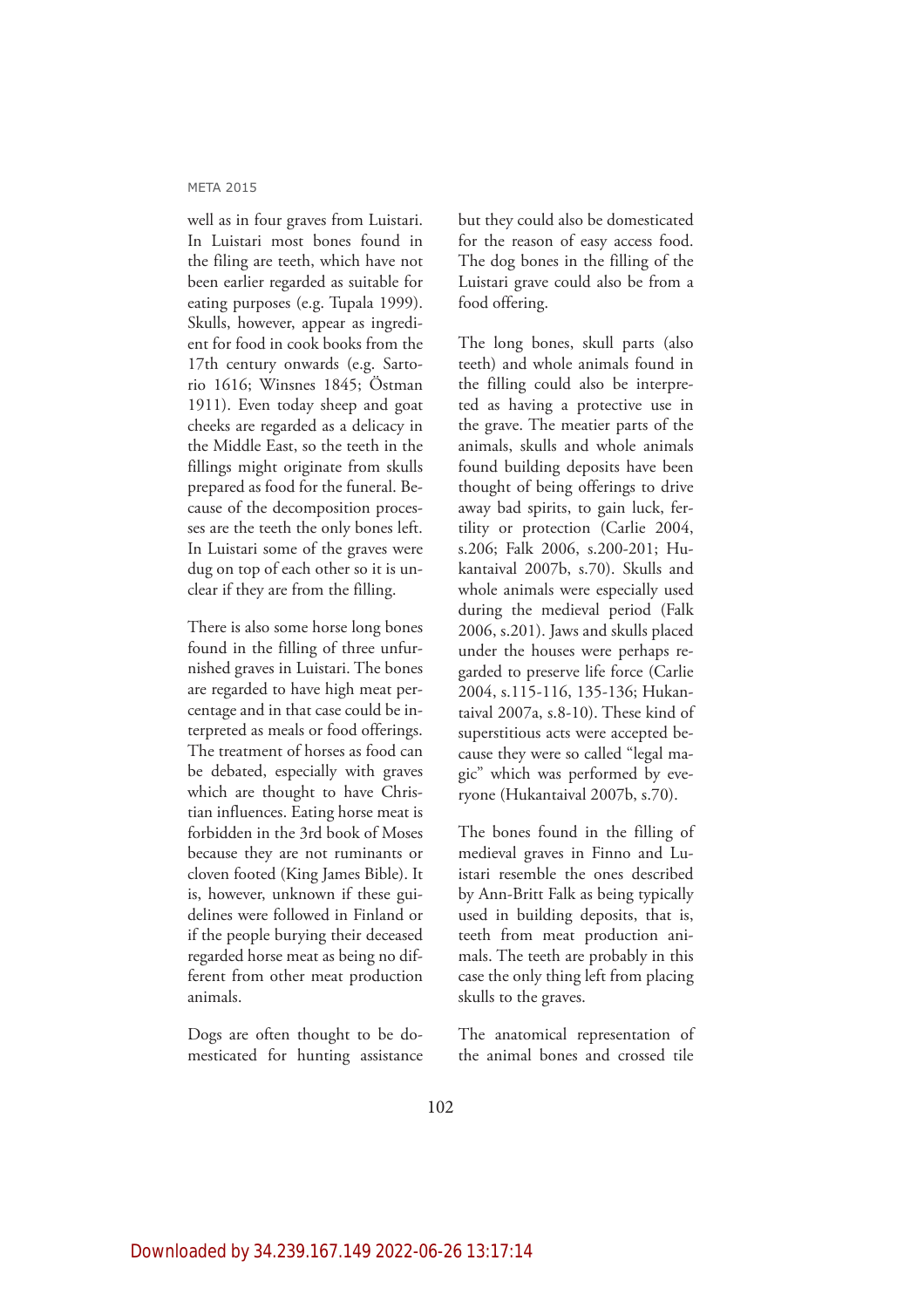well as in four graves from Luistari. In Luistari most bones found in the filing are teeth, which have not been earlier regarded as suitable for eating purposes (e.g. Tupala 1999). Skulls, however, appear as ingredient for food in cook books from the 17th century onwards (e.g. Sartorio 1616; Winsnes 1845; Östman 1911). Even today sheep and goat cheeks are regarded as a delicacy in the Middle East, so the teeth in the fillings might originate from skulls prepared as food for the funeral. Because of the decomposition processes are the teeth the only bones left. In Luistari some of the graves were dug on top of each other so it is unclear if they are from the filling.

There is also some horse long bones found in the filling of three unfurnished graves in Luistari. The bones are regarded to have high meat percentage and in that case could be interpreted as meals or food offerings. The treatment of horses as food can be debated, especially with graves which are thought to have Christian influences. Eating horse meat is forbidden in the 3rd book of Moses because they are not ruminants or cloven footed (King James Bible). It is, however, unknown if these guidelines were followed in Finland or if the people burying their deceased regarded horse meat as being no different from other meat production animals.

Dogs are often thought to be domesticated for hunting assistance but they could also be domesticated for the reason of easy access food. The dog bones in the filling of the Luistari grave could also be from a food offering.

The long bones, skull parts (also teeth) and whole animals found in the filling could also be interpreted as having a protective use in the grave. The meatier parts of the animals, skulls and whole animals found building deposits have been thought of being offerings to drive away bad spirits, to gain luck, fertility or protection (Carlie 2004, s.206; Falk 2006, s.200-201; Hukantaival 2007b, s.70). Skulls and whole animals were especially used during the medieval period (Falk 2006, s.201). Jaws and skulls placed under the houses were perhaps regarded to preserve life force (Carlie 2004, s.115-116, 135-136; Hukantaival 2007a, s.8-10). These kind of superstitious acts were accepted because they were so called "legal magic" which was performed by everyone (Hukantaival 2007b, s.70).

The bones found in the filling of medieval graves in Finno and Luistari resemble the ones described by Ann-Britt Falk as being typically used in building deposits, that is, teeth from meat production animals. The teeth are probably in this case the only thing left from placing skulls to the graves.

The anatomical representation of the animal bones and crossed tile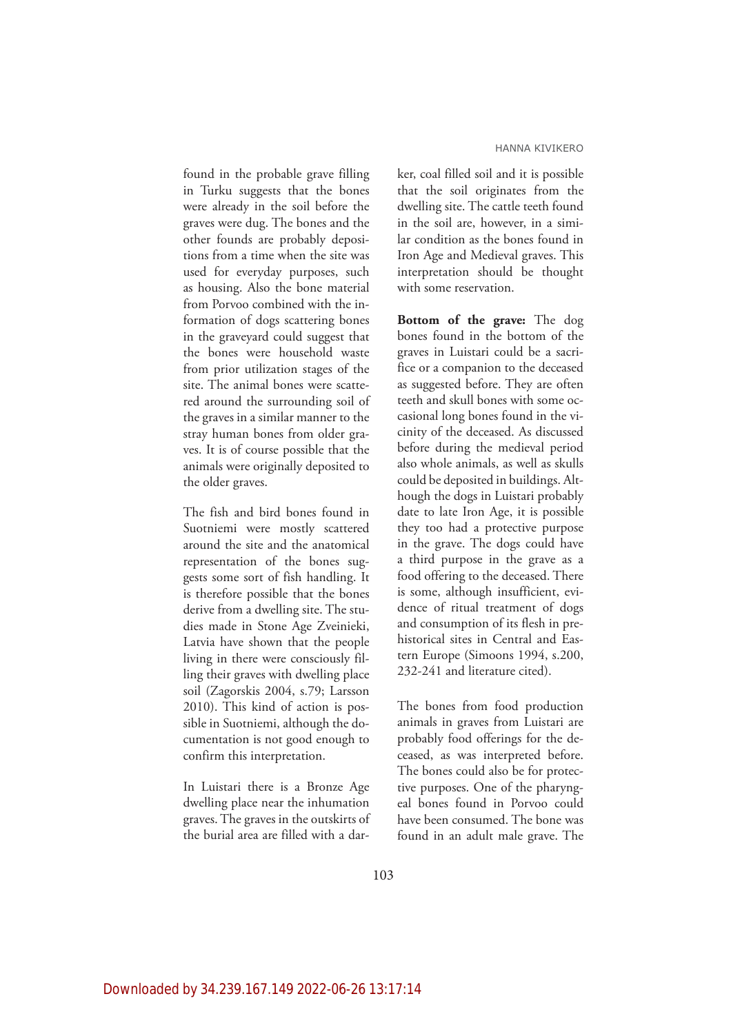found in the probable grave filling in Turku suggests that the bones were already in the soil before the graves were dug. The bones and the other founds are probably depositions from a time when the site was used for everyday purposes, such as housing. Also the bone material from Porvoo combined with the information of dogs scattering bones in the graveyard could suggest that the bones were household waste from prior utilization stages of the site. The animal bones were scattered around the surrounding soil of the graves in a similar manner to the stray human bones from older graves. It is of course possible that the animals were originally deposited to the older graves.

The fish and bird bones found in Suotniemi were mostly scattered around the site and the anatomical representation of the bones suggests some sort of fish handling. It is therefore possible that the bones derive from a dwelling site. The studies made in Stone Age Zveinieki, Latvia have shown that the people living in there were consciously filling their graves with dwelling place soil (Zagorskis 2004, s.79; Larsson 2010). This kind of action is possible in Suotniemi, although the documentation is not good enough to confirm this interpretation.

In Luistari there is a Bronze Age dwelling place near the inhumation graves. The graves in the outskirts of the burial area are filled with a darker, coal filled soil and it is possible that the soil originates from the dwelling site. The cattle teeth found in the soil are, however, in a similar condition as the bones found in Iron Age and Medieval graves. This interpretation should be thought with some reservation.

**Bottom of the grave:** The dog bones found in the bottom of the graves in Luistari could be a sacrifice or a companion to the deceased as suggested before. They are often teeth and skull bones with some occasional long bones found in the vicinity of the deceased. As discussed before during the medieval period also whole animals, as well as skulls could be deposited in buildings. Although the dogs in Luistari probably date to late Iron Age, it is possible they too had a protective purpose in the grave. The dogs could have a third purpose in the grave as a food offering to the deceased. There is some, although insufficient, evidence of ritual treatment of dogs and consumption of its flesh in prehistorical sites in Central and Eastern Europe (Simoons 1994, s.200, 232-241 and literature cited).

The bones from food production animals in graves from Luistari are probably food offerings for the deceased, as was interpreted before. The bones could also be for protective purposes. One of the pharyngeal bones found in Porvoo could have been consumed. The bone was found in an adult male grave. The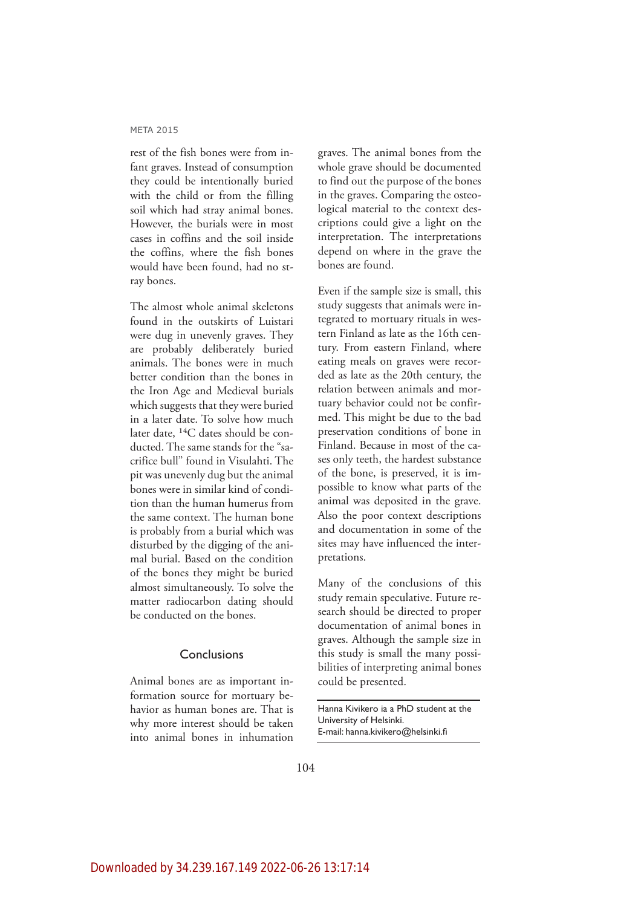rest of the fish bones were from infant graves. Instead of consumption they could be intentionally buried with the child or from the filling soil which had stray animal bones. However, the burials were in most cases in coffins and the soil inside the coffins, where the fish bones would have been found, had no stray bones.

The almost whole animal skeletons found in the outskirts of Luistari were dug in unevenly graves. They are probably deliberately buried animals. The bones were in much better condition than the bones in the Iron Age and Medieval burials which suggests that they were buried in a later date. To solve how much later date, $^{14}C$ dates should be conducted. The same stands for the "sacrifice bull" found in Visulahti. The pit was unevenly dug but the animal bones were in similar kind of condition than the human humerus from the same context. The human bone is probably from a burial which was disturbed by the digging of the animal burial. Based on the condition of the bones they might be buried almost simultaneously. To solve the matter radiocarbon dating should be conducted on the bones.

## Conclusions

Animal bones are as important information source for mortuary behavior as human bones are. That is why more interest should be taken into animal bones in inhumation graves. The animal bones from the whole grave should be documented to find out the purpose of the bones in the graves. Comparing the osteological material to the context descriptions could give a light on the interpretation. The interpretations depend on where in the grave the bones are found.

Even if the sample size is small, this study suggests that animals were integrated to mortuary rituals in western Finland as late as the 16th century. From eastern Finland, where eating meals on graves were recorded as late as the 20th century, the relation between animals and mortuary behavior could not be confirmed. This might be due to the bad preservation conditions of bone in Finland. Because in most of the cases only teeth, the hardest substance of the bone, is preserved, it is impossible to know what parts of the animal was deposited in the grave. Also the poor context descriptions and documentation in some of the sites may have influenced the interpretations.

Many of the conclusions of this study remain speculative. Future research should be directed to proper documentation of animal bones in graves. Although the sample size in this study is small the many possibilities of interpreting animal bones could be presented.

Hanna Kivikero ia a PhD student at the University of Helsinki.
E-mail: hanna.kivikero@helsinki.fi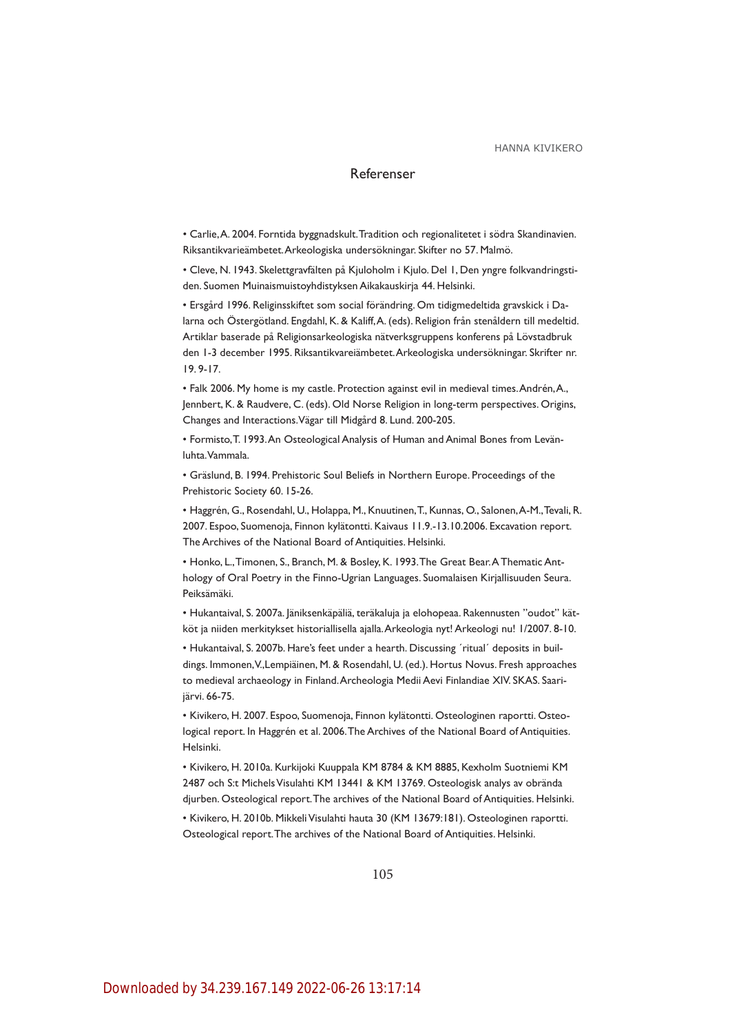## Referenser

- Carlie, A. 2004. Forntida byggnadskult. Tradition och regionalitetet i södra Skandinavien. Riksantikvarieämbetet. Arkeologiska undersökningar. Skifter no 57. Malmö.
- Cleve, N. 1943. Skelettgravfälten på Kjuloholm i Kjulo. Del 1, Den yngre folkvandringstiden. Suomen Muinaismuistoyhdistyksen Aikakauskirja 44. Helsinki.
- Ersgård 1996. Religinsskiftet som social förändring. Om tidigmedeltida gravskick i Dalarna och Östergötland. Engdahl, K. & Kaliff, A. (eds). Religion från stenåldern till medeltid. Artiklar baserade på Religionsarkeologiska nätverksgruppens konferens på Lövstadbruk den 1-3 december 1995. Riksantikvareiämbetet. Arkeologiska undersökningar. Skrifter nr. 19. 9-17.
- Falk 2006. My home is my castle. Protection against evil in medieval times. Andrén, A., Jennbert, K. & Raudvere, C. (eds). Old Norse Religion in long-term perspectives. Origins, Changes and Interactions. Vägar till Midgård 8. Lund. 200-205.
- Formisto, T. 1993. An Osteological Analysis of Human and Animal Bones from Levänluhta. Vammala.
- Gräslund, B. 1994. Prehistoric Soul Beliefs in Northern Europe. Proceedings of the Prehistoric Society 60. 15-26.
- Haggrén, G., Rosendahl, U., Holappa, M., Knuutinen, T., Kunnas, O., Salonen, A-M., Tevali, R. 2007. Espoo, Suomenoja, Finnon kylätontti. Kaivaus 11.9.-13.10.2006. Excavation report. The Archives of the National Board of Antiquities. Helsinki.
- Honko, L., Timonen, S., Branch, M. & Bosley, K. 1993. The Great Bear. A Thematic Anthology of Oral Poetry in the Finno-Ugrian Languages. Suomalaisen Kirjallisuuden Seura. Peiksämäki.
- Hukantaival, S. 2007a. Jäniksenkäpäliä, teräkaluja ja elohopeaa. Rakennusten "oudot" kätköt ja niiden merkitykset historiallisella ajalla. Arkeologia nyt! Arkeologi nu! 1/2007. 8-10.
- Hukantaival, S. 2007b. Hare's feet under a hearth. Discussing ´ritual´ deposits in buildings. Immonen, V., Lempiäinen, M. & Rosendahl, U. (ed.). Hortus Novus. Fresh approaches to medieval archaeology in Finland. Archeologia Medii Aevi Finlandiae XIV. SKAS. Saarijärvi. 66-75.
- Kivikero, H. 2007. Espoo, Suomenoja, Finnon kylätontti. Osteologinen raportti. Osteological report. In Haggrén et al. 2006. The Archives of the National Board of Antiquities. Helsinki.
- Kivikero, H. 2010a. Kurkijoki Kuuppala KM 8784 & KM 8885, Kexholm Suotniemi KM 2487 och S:t Michels Visulahti KM 13441 & KM 13769. Osteologisk analys av obrända djurben. Osteological report. The archives of the National Board of Antiquities. Helsinki.
- Kivikero, H. 2010b. Mikkeli Visulahti hauta 30 (KM 13679:181). Osteologinen raportti. Osteological report. The archives of the National Board of Antiquities. Helsinki.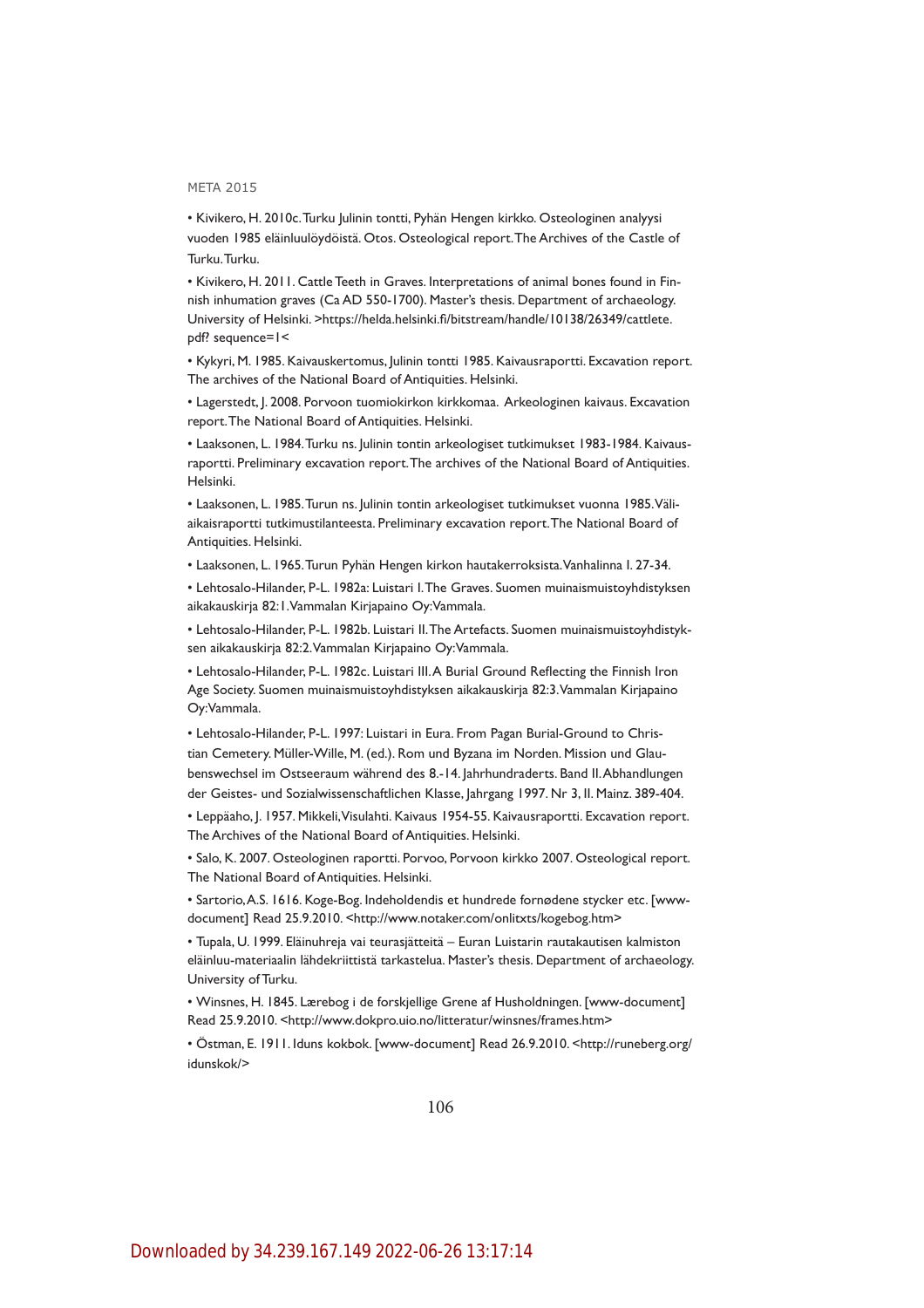- Kivikero, H. 2010c. Turku Julinin tontti, Pyhän Hengen kirkko. Osteologinen analyysi vuoden 1985 eläinluulöydöistä. Otos. Osteological report. The Archives of the Castle of Turku. Turku.
- Kivikero, H. 2011. Cattle Teeth in Graves. Interpretations of animal bones found in Finnish inhumation graves (Ca AD 550-1700). Master's thesis. Department of archaeology. University of Helsinki. >https://helda.helsinki.fi/bitstream/handle/10138/26349/cattlete.pdf? sequence=1<
- Kykyri, M. 1985. Kaivauskertomus, Julinin tontti 1985. Kaivausraportti. Excavation report. The archives of the National Board of Antiquities. Helsinki.
- Lagerstedt, J. 2008. Porvoon tuomiokirkon kirkkomaa. Arkeologinen kaivaus. Excavation report. The National Board of Antiquities. Helsinki.
- Laaksonen, L. 1984. Turku ns. Julinin tontin arkeologiset tutkimukset 1983-1984. Kaivausraportti. Preliminary excavation report. The archives of the National Board of Antiquities. Helsinki.
- Laaksonen, L. 1985. Turun ns. Julinin tontin arkeologiset tutkimukset vuonna 1985. Väliaikaisraportti tutkimustilanteesta. Preliminary excavation report. The National Board of Antiquities. Helsinki.
- Laaksonen, L. 1965. Turun Pyhän Hengen kirkon hautakerroksista. Vanhalinna I. 27-34.
- Lehtosalo-Hilander, P-L. 1982a: Luistari I. The Graves. Suomen muinaismuistoyhdistyksen aikakauskirja 82:1. Vammalan Kirjapaino Oy:Vammala.
- Lehtosalo-Hilander, P-L. 1982b. Luistari II. The Artefacts. Suomen muinaismuistoyhdistyksen aikakauskirja 82:2. Vammalan Kirjapaino Oy:Vammala.
- Lehtosalo-Hilander, P-L. 1982c. Luistari III. A Burial Ground Reflecting the Finnish Iron Age Society. Suomen muinaismuistoyhdistyksen aikakauskirja 82:3. Vammalan Kirjapaino Oy:Vammala.
- Lehtosalo-Hilander, P-L. 1997: Luistari in Eura. From Pagan Burial-Ground to Christian Cemetery. Müller-Wille, M. (ed.). Rom und Byzana im Norden. Mission und Glaubenswechsel im Ostseeraum während des 8.-14. Jahrhundraderts. Band II. Abhandlungen der Geistes- und Sozialwissenschaftlichen Klasse, Jahrgang 1997. Nr 3, II. Mainz. 389-404.
- Leppäaho, J. 1957. Mikkeli, Visulahti. Kaivaus 1954-55. Kaivausraportti. Excavation report. The Archives of the National Board of Antiquities. Helsinki.
- Salo, K. 2007. Osteologinen raportti. Porvoo, Porvoon kirkko 2007. Osteological report. The National Board of Antiquities. Helsinki.
- Sartorio, A.S. 1616. Koge-Bog. Indeholdendis et hundrede fornødene stycker etc. [www-document] Read 25.9.2010. <http://www.notaker.com/onlitxts/kogebog.htm>
- Tupala, U. 1999. Eläinuhreja vai teurasjätteitä – Euran Luistarin rautakautisen kalmiston eläinluu-materiaalin lähdekriittistä tarkastelua. Master's thesis. Department of archaeology. University of Turku.
- Winsnes, H. 1845. Lærebog i de forskjellige Grene af Husholdningen. [www-document] Read 25.9.2010. <http://www.dokpro.uio.no/litteratur/winsnes/frames.htm>
- Östman, E. 1911. Iduns kokbok. [www-document] Read 26.9.2010. <http://runeberg.org/idunskok/>